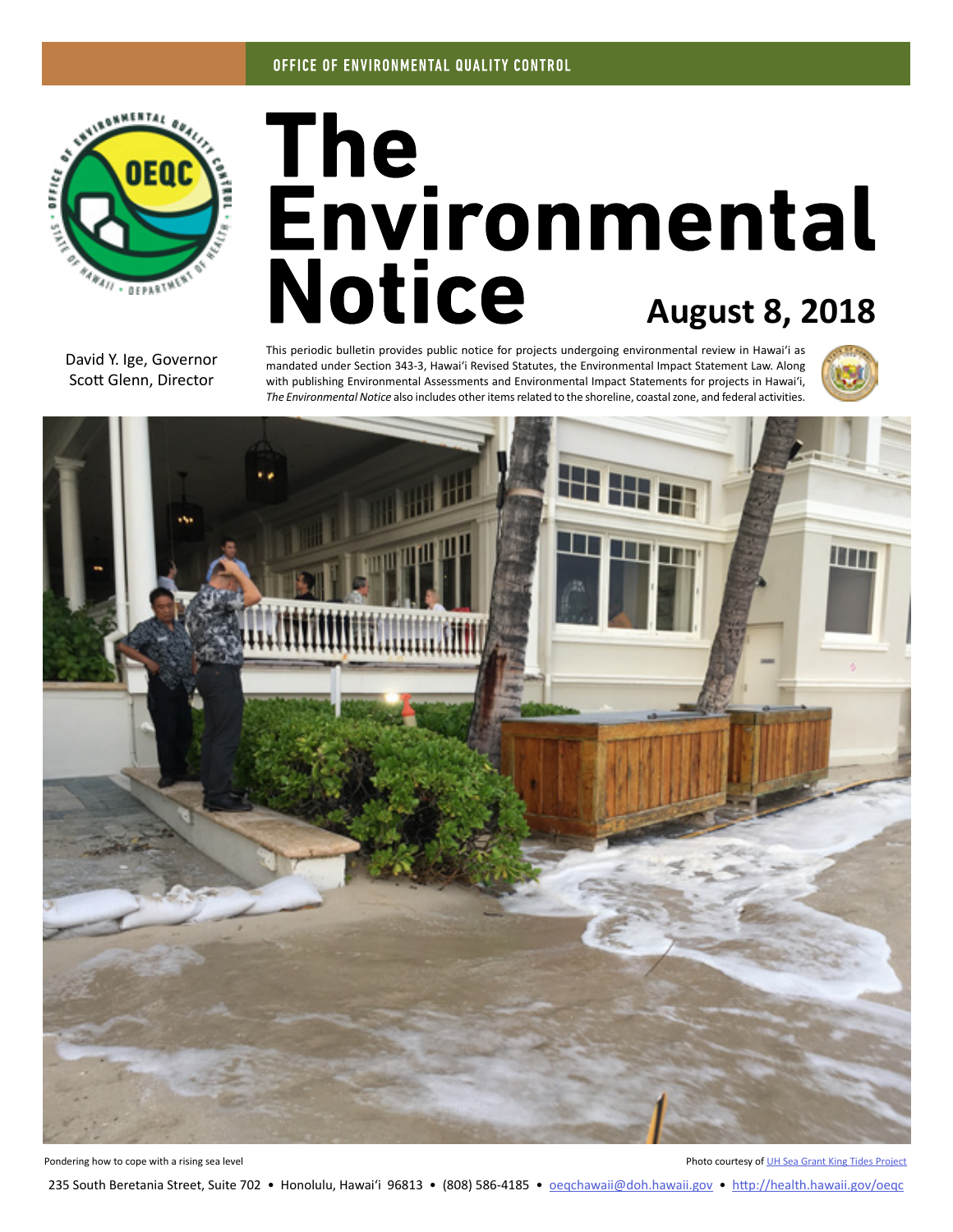OFFICE OF ENVIRONMENTAL QUALITY CONTROL

# The Environmental Notice

**August 8, 2018**

David Y. Ige, Governor
Scott Glenn, Director

This periodic bulletin provides public notice for projects undergoing environmental review in Hawaiʻi as mandated under Section 343-3, Hawaiʻi Revised Statutes, the Environmental Impact Statement Law. Along with publishing Environmental Assessments and Environmental Impact Statements for projects in Hawaiʻi, *The Environmental Notice* also includes other items related to the shoreline, coastal zone, and federal activities.

Pondering how to cope with a rising sea level

Photo courtesy of UH Sea Grant King Tides Project

235 South Beretania Street, Suite 702 • Honolulu, Hawaiʻi 96813 • (808) 586-4185 • oeqchawaii@doh.hawaii.gov • http://health.hawaii.gov/oeqc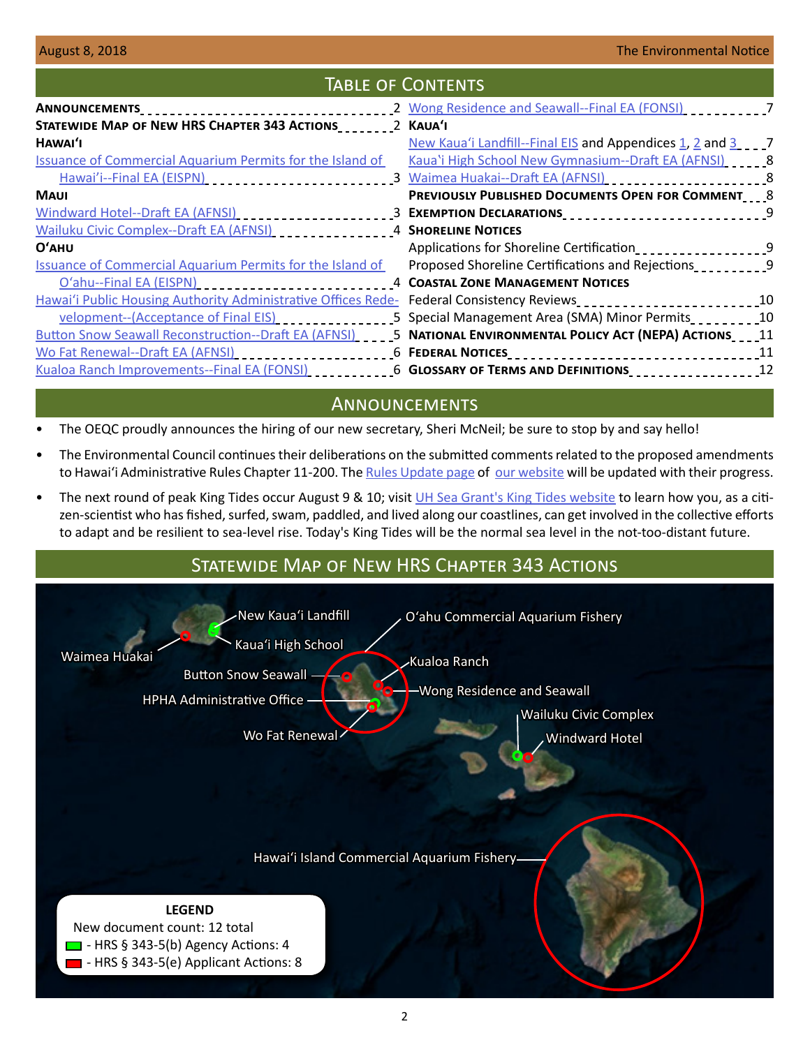## Table of Contents

| | |
|---|---|
| **Announcements** | 2 |
| **Statewide Map of New HRS Chapter 343 Actions** | 2 |
| **Hawaiʻi** | |
| Issuance of Commercial Aquarium Permits for the Island of Hawaiʻi--Final EA (EISPN) | 3 |
| **Maui** | |
| Windward Hotel--Draft EA (AFNSI) | 3 |
| Wailuku Civic Complex--Draft EA (AFNSI) | 4 |
| **Oʻahu** | |
| Issuance of Commercial Aquarium Permits for the Island of Oʻahu--Final EA (EISPN) | 4 |
| Hawaiʻi Public Housing Authority Administrative Offices Redevelopment--(Acceptance of Final EIS) | 5 |
| Button Snow Seawall Reconstruction--Draft EA (AFNSI) | 5 |
| Wo Fat Renewal--Draft EA (AFNSI) | 6 |
| Kualoa Ranch Improvements--Final EA (FONSI) | 6 |
| Wong Residence and Seawall--Final EA (FONSI) | 7 |
| **Kauaʻi** | |
| New Kauaʻi Landfill--Final EIS and Appendices 1, 2 and 3 | 7 |
| Kauaʻi High School New Gymnasium--Draft EA (AFNSI) | 8 |
| Waimea Huakai--Draft EA (AFNSI) | 8 |
| **Previously Published Documents Open for Comment** | 8 |
| **Exemption Declarations** | 9 |
| **Shoreline Notices** | |
| Applications for Shoreline Certification | 9 |
| Proposed Shoreline Certifications and Rejections | 9 |
| **Coastal Zone Management Notices** | |
| Federal Consistency Reviews | 10 |
| Special Management Area (SMA) Minor Permits | 10 |
| **National Environmental Policy Act (NEPA) Actions** | 11 |
| **Federal Notices** | 11 |
| **Glossary of Terms and Definitions** | 12 |

## Announcements

- The OEQC proudly announces the hiring of our new secretary, Sheri McNeil; be sure to stop by and say hello!
- The Environmental Council continues their deliberations on the submitted comments related to the proposed amendments to Hawaiʻi Administrative Rules Chapter 11-200. The Rules Update page of our website will be updated with their progress.
- The next round of peak King Tides occur August 9 & 10; visit UH Sea Grant's King Tides website to learn how you, as a citizen-scientist who has fished, surfed, swam, paddled, and lived along our coastlines, can get involved in the collective efforts to adapt and be resilient to sea-level rise. Today's King Tides will be the normal sea level in the not-too-distant future.

## Statewide Map of New HRS Chapter 343 Actions

New Kauaʻi Landfill
Kauaʻi High School
Waimea Huakai
Oʻahu Commercial Aquarium Fishery
Kualoa Ranch
Button Snow Seawall
Wong Residence and Seawall
HPHA Administrative Office
Wailuku Civic Complex
Wo Fat Renewal
Windward Hotel
Hawaiʻi Island Commercial Aquarium Fishery

**LEGEND**
New document count: 12 total
- HRS § 343-5(b) Agency Actions: 4
- HRS § 343-5(e) Applicant Actions: 8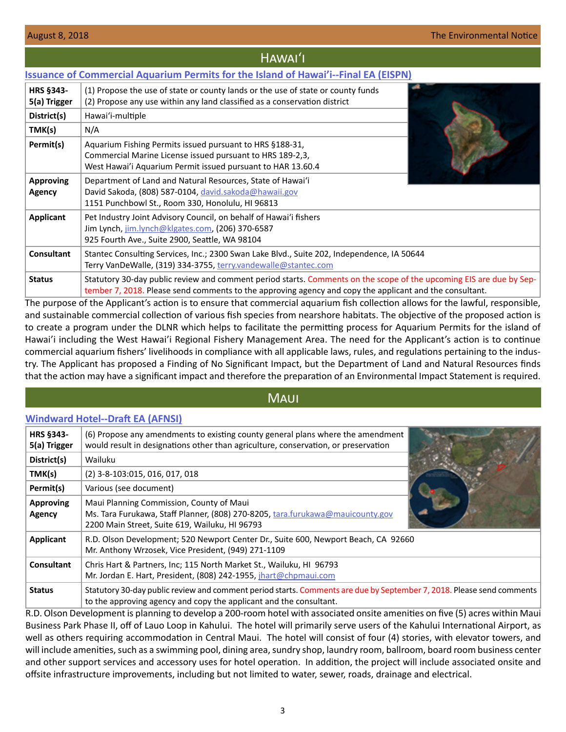## Hawaiʻi

### Issuance of Commercial Aquarium Permits for the Island of Hawai'i--Final EA (EISPN)

| | |
|---|---|
| **HRS §343-5(a) Trigger** | (1) Propose the use of state or county lands or the use of state or county funds<br>(2) Propose any use within any land classified as a conservation district |
| **District(s)** | Hawaiʻi-multiple |
| **TMK(s)** | N/A |
| **Permit(s)** | Aquarium Fishing Permits issued pursuant to HRS §188-31,<br>Commercial Marine License issued pursuant to HRS 189-2,3,<br>West Hawaiʻi Aquarium Permit issued pursuant to HAR 13.60.4 |
| **Approving Agency** | Department of Land and Natural Resources, State of Hawaiʻi<br>David Sakoda, (808) 587-0104, david.sakoda@hawaii.gov<br>1151 Punchbowl St., Room 330, Honolulu, HI 96813 |
| **Applicant** | Pet Industry Joint Advisory Council, on behalf of Hawaiʻi fishers<br>Jim Lynch, jim.lynch@klgates.com, (206) 370-6587<br>925 Fourth Ave., Suite 2900, Seattle, WA 98104 |
| **Consultant** | Stantec Consulting Services, Inc.; 2300 Swan Lake Blvd., Suite 202, Independence, IA 50644<br>Terry VanDeWalle, (319) 334-3755, terry.vandewalle@stantec.com |
| **Status** | Statutory 30-day public review and comment period starts. Comments on the scope of the upcoming EIS are due by September 7, 2018. Please send comments to the approving agency and copy the applicant and the consultant. |

The purpose of the Applicant's action is to ensure that commercial aquarium fish collection allows for the lawful, responsible, and sustainable commercial collection of various fish species from nearshore habitats. The objective of the proposed action is to create a program under the DLNR which helps to facilitate the permitting process for Aquarium Permits for the island of Hawaiʻi including the West Hawaiʻi Regional Fishery Management Area. The need for the Applicant's action is to continue commercial aquarium fishers' livelihoods in compliance with all applicable laws, rules, and regulations pertaining to the industry. The Applicant has proposed a Finding of No Significant Impact, but the Department of Land and Natural Resources finds that the action may have a significant impact and therefore the preparation of an Environmental Impact Statement is required.

## Maui

### Windward Hotel--Draft EA (AFNSI)

| | |
|---|---|
| **HRS §343-5(a) Trigger** | (6) Propose any amendments to existing county general plans where the amendment would result in designations other than agriculture, conservation, or preservation |
| **District(s)** | Wailuku |
| **TMK(s)** | (2) 3-8-103:015, 016, 017, 018 |
| **Permit(s)** | Various (see document) |
| **Approving Agency** | Maui Planning Commission, County of Maui<br>Ms. Tara Furukawa, Staff Planner, (808) 270-8205, tara.furukawa@mauicounty.gov<br>2200 Main Street, Suite 619, Wailuku, HI 96793 |
| **Applicant** | R.D. Olson Development; 520 Newport Center Dr., Suite 600, Newport Beach, CA 92660<br>Mr. Anthony Wrzosek, Vice President, (949) 271-1109 |
| **Consultant** | Chris Hart & Partners, Inc; 115 North Market St., Wailuku, HI 96793<br>Mr. Jordan E. Hart, President, (808) 242-1955, jhart@chpmaui.com |
| **Status** | Statutory 30-day public review and comment period starts. Comments are due by September 7, 2018. Please send comments to the approving agency and copy the applicant and the consultant. |

R.D. Olson Development is planning to develop a 200-room hotel with associated onsite amenities on five (5) acres within Maui Business Park Phase II, off of Lauo Loop in Kahului. The hotel will primarily serve users of the Kahului International Airport, as well as others requiring accommodation in Central Maui. The hotel will consist of four (4) stories, with elevator towers, and will include amenities, such as a swimming pool, dining area, sundry shop, laundry room, ballroom, board room business center and other support services and accessory uses for hotel operation. In addition, the project will include associated onsite and offsite infrastructure improvements, including but not limited to water, sewer, roads, drainage and electrical.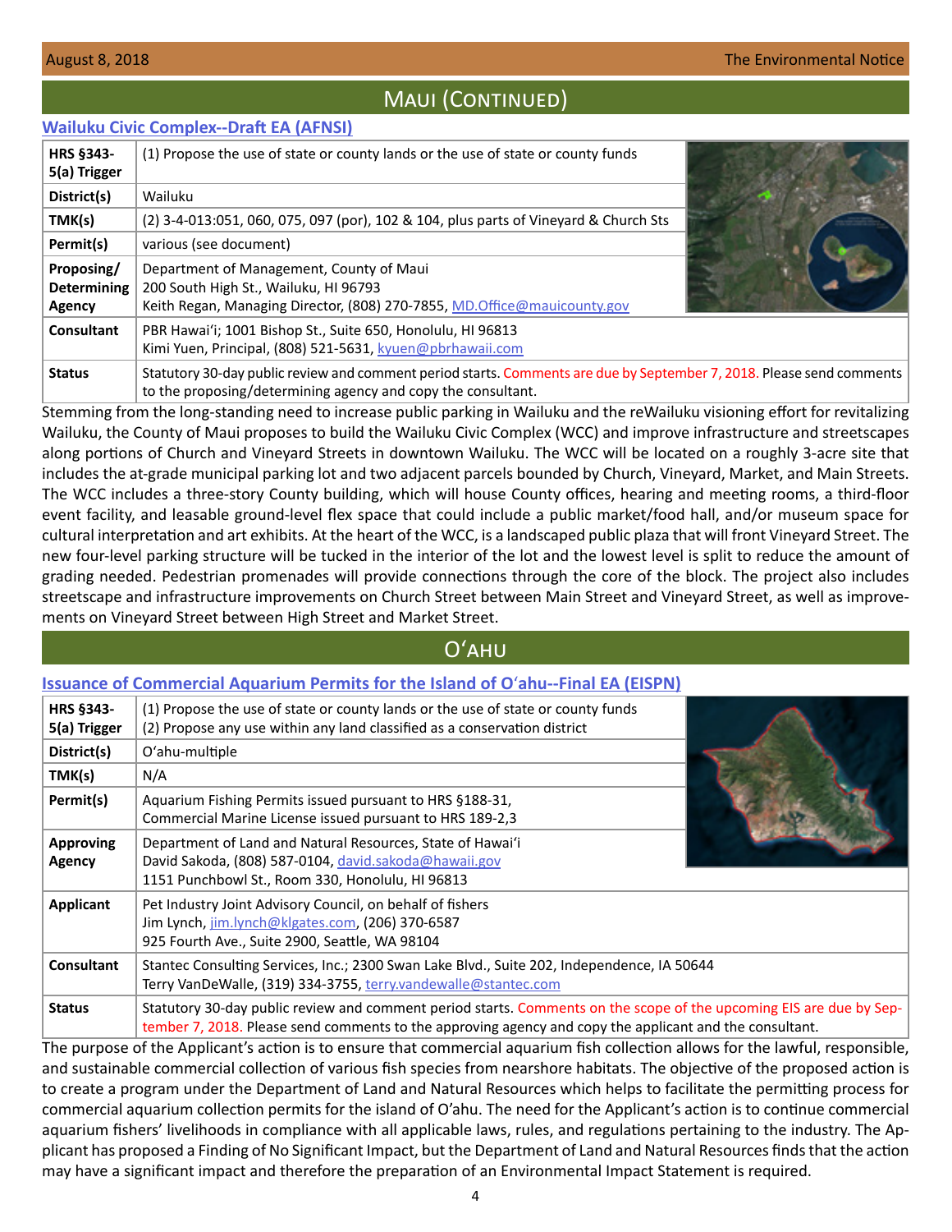## Maui (Continued)

### Wailuku Civic Complex--Draft EA (AFNSI)

| | |
|---|---|
| **HRS §343-5(a) Trigger** | (1) Propose the use of state or county lands or the use of state or county funds |
| **District(s)** | Wailuku |
| **TMK(s)** | (2) 3-4-013:051, 060, 075, 097 (por), 102 & 104, plus parts of Vineyard & Church Sts |
| **Permit(s)** | various (see document) |
| **Proposing/ Determining Agency** | Department of Management, County of Maui<br>200 South High St., Wailuku, HI 96793<br>Keith Regan, Managing Director, (808) 270-7855, MD.Office@mauicounty.gov |
| **Consultant** | PBR Hawaiʻi; 1001 Bishop St., Suite 650, Honolulu, HI 96813<br>Kimi Yuen, Principal, (808) 521-5631, kyuen@pbrhawaii.com |
| **Status** | Statutory 30-day public review and comment period starts. Comments are due by September 7, 2018. Please send comments to the proposing/determining agency and copy the consultant. |

Stemming from the long-standing need to increase public parking in Wailuku and the reWailuku visioning effort for revitalizing Wailuku, the County of Maui proposes to build the Wailuku Civic Complex (WCC) and improve infrastructure and streetscapes along portions of Church and Vineyard Streets in downtown Wailuku. The WCC will be located on a roughly 3-acre site that includes the at-grade municipal parking lot and two adjacent parcels bounded by Church, Vineyard, Market, and Main Streets. The WCC includes a three-story County building, which will house County offices, hearing and meeting rooms, a third-floor event facility, and leasable ground-level flex space that could include a public market/food hall, and/or museum space for cultural interpretation and art exhibits. At the heart of the WCC, is a landscaped public plaza that will front Vineyard Street. The new four-level parking structure will be tucked in the interior of the lot and the lowest level is split to reduce the amount of grading needed. Pedestrian promenades will provide connections through the core of the block. The project also includes streetscape and infrastructure improvements on Church Street between Main Street and Vineyard Street, as well as improvements on Vineyard Street between High Street and Market Street.

## Oʻahu

### Issuance of Commercial Aquarium Permits for the Island of Oʻahu--Final EA (EISPN)

| | |
|---|---|
| **HRS §343-5(a) Trigger** | (1) Propose the use of state or county lands or the use of state or county funds<br>(2) Propose any use within any land classified as a conservation district |
| **District(s)** | Oʻahu-multiple |
| **TMK(s)** | N/A |
| **Permit(s)** | Aquarium Fishing Permits issued pursuant to HRS §188-31,<br>Commercial Marine License issued pursuant to HRS 189-2,3 |
| **Approving Agency** | Department of Land and Natural Resources, State of Hawaiʻi<br>David Sakoda, (808) 587-0104, david.sakoda@hawaii.gov<br>1151 Punchbowl St., Room 330, Honolulu, HI 96813 |
| **Applicant** | Pet Industry Joint Advisory Council, on behalf of fishers<br>Jim Lynch, jim.lynch@klgates.com, (206) 370-6587<br>925 Fourth Ave., Suite 2900, Seattle, WA 98104 |
| **Consultant** | Stantec Consulting Services, Inc.; 2300 Swan Lake Blvd., Suite 202, Independence, IA 50644<br>Terry VanDeWalle, (319) 334-3755, terry.vandewalle@stantec.com |
| **Status** | Statutory 30-day public review and comment period starts. Comments on the scope of the upcoming EIS are due by September 7, 2018. Please send comments to the approving agency and copy the applicant and the consultant. |

The purpose of the Applicant's action is to ensure that commercial aquarium fish collection allows for the lawful, responsible, and sustainable commercial collection of various fish species from nearshore habitats. The objective of the proposed action is to create a program under the Department of Land and Natural Resources which helps to facilitate the permitting process for commercial aquarium collection permits for the island of Oʻahu. The need for the Applicant's action is to continue commercial aquarium fishers' livelihoods in compliance with all applicable laws, rules, and regulations pertaining to the industry. The Applicant has proposed a Finding of No Significant Impact, but the Department of Land and Natural Resources finds that the action may have a significant impact and therefore the preparation of an Environmental Impact Statement is required.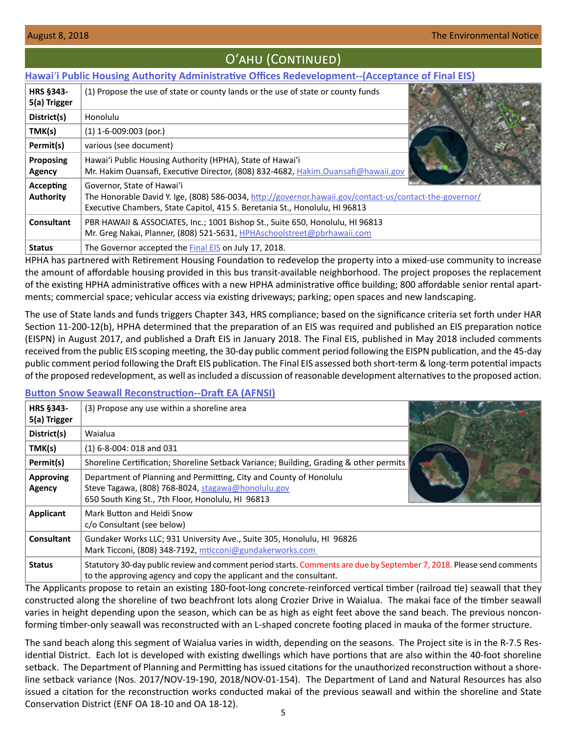## O'ahu (Continued)

### Hawai'i Public Housing Authority Administrative Offices Redevelopment--(Acceptance of Final EIS)

| | |
|---|---|
| **HRS §343-5(a) Trigger** | (1) Propose the use of state or county lands or the use of state or county funds |
| **District(s)** | Honolulu |
| **TMK(s)** | (1) 1-6-009:003 (por.) |
| **Permit(s)** | various (see document) |
| **Proposing Agency** | Hawai'i Public Housing Authority (HPHA), State of Hawai'i<br>Mr. Hakim Ouansafi, Executive Director, (808) 832-4682, Hakim.Ouansafi@hawaii.gov |
| **Accepting Authority** | Governor, State of Hawai'i<br>The Honorable David Y. Ige, (808) 586-0034, http://governor.hawaii.gov/contact-us/contact-the-governor/<br>Executive Chambers, State Capitol, 415 S. Beretania St., Honolulu, HI 96813 |
| **Consultant** | PBR HAWAII & ASSOCIATES, Inc.; 1001 Bishop St., Suite 650, Honolulu, HI 96813<br>Mr. Greg Nakai, Planner, (808) 521-5631, HPHAschoolstreet@pbrhawaii.com |
| **Status** | The Governor accepted the Final EIS on July 17, 2018. |

HPHA has partnered with Retirement Housing Foundation to redevelop the property into a mixed-use community to increase the amount of affordable housing provided in this bus transit-available neighborhood. The project proposes the replacement of the existing HPHA administrative offices with a new HPHA administrative office building; 800 affordable senior rental apartments; commercial space; vehicular access via existing driveways; parking; open spaces and new landscaping.

The use of State lands and funds triggers Chapter 343, HRS compliance; based on the significance criteria set forth under HAR Section 11-200-12(b), HPHA determined that the preparation of an EIS was required and published an EIS preparation notice (EISPN) in August 2017, and published a Draft EIS in January 2018. The Final EIS, published in May 2018 included comments received from the public EIS scoping meeting, the 30-day public comment period following the EISPN publication, and the 45-day public comment period following the Draft EIS publication. The Final EIS assessed both short-term & long-term potential impacts of the proposed redevelopment, as well as included a discussion of reasonable development alternatives to the proposed action.

### Button Snow Seawall Reconstruction--Draft EA (AFNSI)

| | |
|---|---|
| **HRS §343-5(a) Trigger** | (3) Propose any use within a shoreline area |
| **District(s)** | Waialua |
| **TMK(s)** | (1) 6-8-004: 018 and 031 |
| **Permit(s)** | Shoreline Certification; Shoreline Setback Variance; Building, Grading & other permits |
| **Approving Agency** | Department of Planning and Permitting, City and County of Honolulu<br>Steve Tagawa, (808) 768-8024, stagawa@honolulu.gov<br>650 South King St., 7th Floor, Honolulu, HI 96813 |
| **Applicant** | Mark Button and Heidi Snow<br>c/o Consultant (see below) |
| **Consultant** | Gundaker Works LLC; 931 University Ave., Suite 305, Honolulu, HI 96826<br>Mark Ticconi, (808) 348-7192, mticconi@gundakerworks.com |
| **Status** | Statutory 30-day public review and comment period starts. Comments are due by September 7, 2018. Please send comments to the approving agency and copy the applicant and the consultant. |

The Applicants propose to retain an existing 180-foot-long concrete-reinforced vertical timber (railroad tie) seawall that they constructed along the shoreline of two beachfront lots along Crozier Drive in Waialua. The makai face of the timber seawall varies in height depending upon the season, which can be as high as eight feet above the sand beach. The previous nonconforming timber-only seawall was reconstructed with an L-shaped concrete footing placed in mauka of the former structure.

The sand beach along this segment of Waialua varies in width, depending on the seasons. The Project site is in the R-7.5 Residential District. Each lot is developed with existing dwellings which have portions that are also within the 40-foot shoreline setback. The Department of Planning and Permitting has issued citations for the unauthorized reconstruction without a shoreline setback variance (Nos. 2017/NOV-19-190, 2018/NOV-01-154). The Department of Land and Natural Resources has also issued a citation for the reconstruction works conducted makai of the previous seawall and within the shoreline and State Conservation District (ENF OA 18-10 and OA 18-12).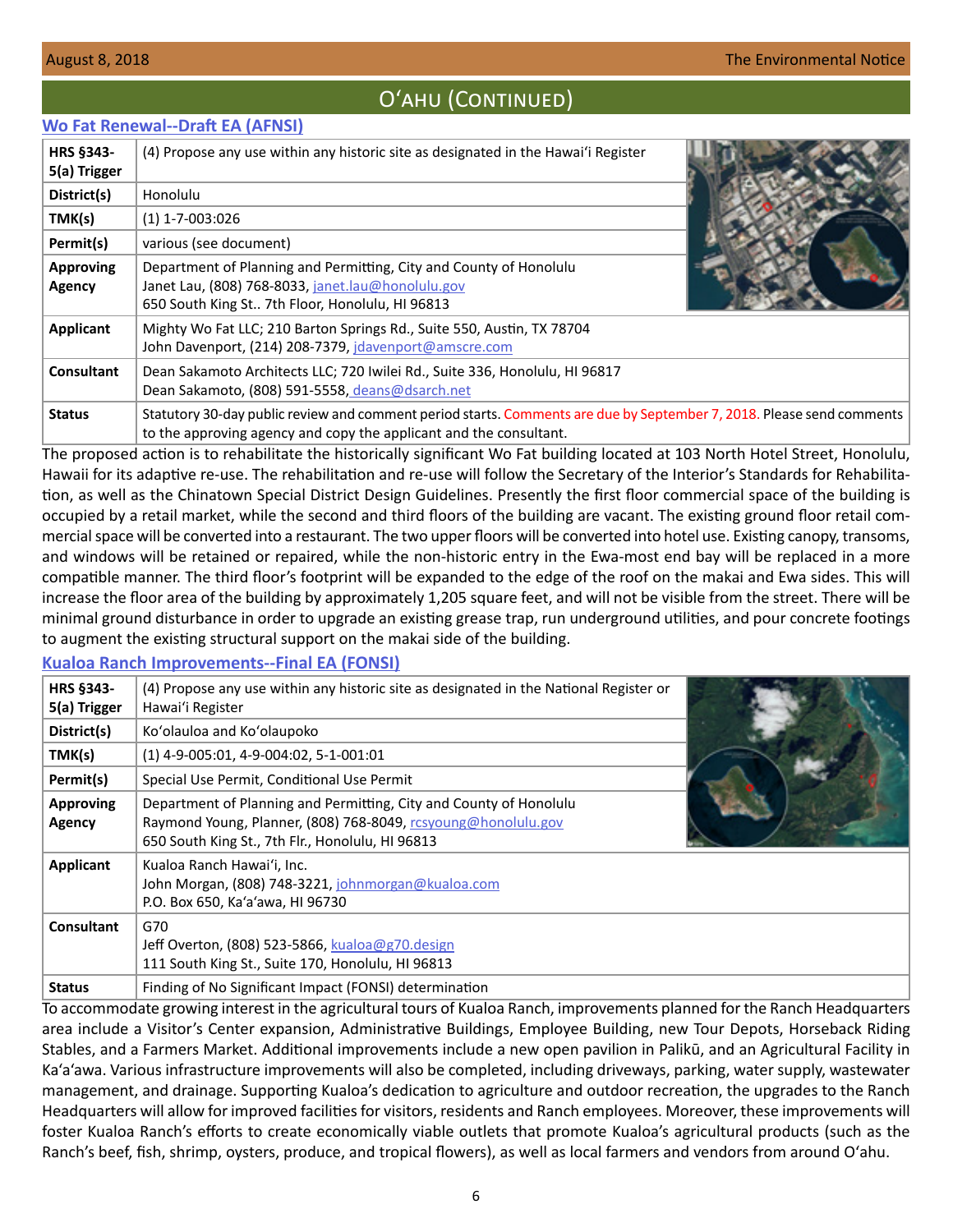## O'ahu (Continued)

### Wo Fat Renewal--Draft EA (AFNSI)

| | |
|---|---|
| **HRS §343-5(a) Trigger** | (4) Propose any use within any historic site as designated in the Hawai'i Register |
| **District(s)** | Honolulu |
| **TMK(s)** | (1) 1-7-003:026 |
| **Permit(s)** | various (see document) |
| **Approving Agency** | Department of Planning and Permitting, City and County of Honolulu<br>Janet Lau, (808) 768-8033, janet.lau@honolulu.gov<br>650 South King St.. 7th Floor, Honolulu, HI 96813 |
| **Applicant** | Mighty Wo Fat LLC; 210 Barton Springs Rd., Suite 550, Austin, TX 78704<br>John Davenport, (214) 208-7379, jdavenport@amscre.com |
| **Consultant** | Dean Sakamoto Architects LLC; 720 Iwilei Rd., Suite 336, Honolulu, HI 96817<br>Dean Sakamoto, (808) 591-5558, deans@dsarch.net |
| **Status** | Statutory 30-day public review and comment period starts. Comments are due by September 7, 2018. Please send comments to the approving agency and copy the applicant and the consultant. |

The proposed action is to rehabilitate the historically significant Wo Fat building located at 103 North Hotel Street, Honolulu, Hawaii for its adaptive re-use. The rehabilitation and re-use will follow the Secretary of the Interior's Standards for Rehabilitation, as well as the Chinatown Special District Design Guidelines. Presently the first floor commercial space of the building is occupied by a retail market, while the second and third floors of the building are vacant. The existing ground floor retail commercial space will be converted into a restaurant. The two upper floors will be converted into hotel use. Existing canopy, transoms, and windows will be retained or repaired, while the non-historic entry in the Ewa-most end bay will be replaced in a more compatible manner. The third floor's footprint will be expanded to the edge of the roof on the makai and Ewa sides. This will increase the floor area of the building by approximately 1,205 square feet, and will not be visible from the street. There will be minimal ground disturbance in order to upgrade an existing grease trap, run underground utilities, and pour concrete footings to augment the existing structural support on the makai side of the building.

### Kualoa Ranch Improvements--Final EA (FONSI)

| | |
|---|---|
| **HRS §343-5(a) Trigger** | (4) Propose any use within any historic site as designated in the National Register or Hawai'i Register |
| **District(s)** | Ko'olauloa and Ko'olaupoko |
| **TMK(s)** | (1) 4-9-005:01, 4-9-004:02, 5-1-001:01 |
| **Permit(s)** | Special Use Permit, Conditional Use Permit |
| **Approving Agency** | Department of Planning and Permitting, City and County of Honolulu<br>Raymond Young, Planner, (808) 768-8049, rcsyoung@honolulu.gov<br>650 South King St., 7th Flr., Honolulu, HI 96813 |
| **Applicant** | Kualoa Ranch Hawai'i, Inc.<br>John Morgan, (808) 748-3221, johnmorgan@kualoa.com<br>P.O. Box 650, Ka'a'awa, HI 96730 |
| **Consultant** | G70<br>Jeff Overton, (808) 523-5866, kualoa@g70.design<br>111 South King St., Suite 170, Honolulu, HI 96813 |
| **Status** | Finding of No Significant Impact (FONSI) determination |

To accommodate growing interest in the agricultural tours of Kualoa Ranch, improvements planned for the Ranch Headquarters area include a Visitor's Center expansion, Administrative Buildings, Employee Building, new Tour Depots, Horseback Riding Stables, and a Farmers Market. Additional improvements include a new open pavilion in Palikū, and an Agricultural Facility in Ka'a'awa. Various infrastructure improvements will also be completed, including driveways, parking, water supply, wastewater management, and drainage. Supporting Kualoa's dedication to agriculture and outdoor recreation, the upgrades to the Ranch Headquarters will allow for improved facilities for visitors, residents and Ranch employees. Moreover, these improvements will foster Kualoa Ranch's efforts to create economically viable outlets that promote Kualoa's agricultural products (such as the Ranch's beef, fish, shrimp, oysters, produce, and tropical flowers), as well as local farmers and vendors from around O'ahu.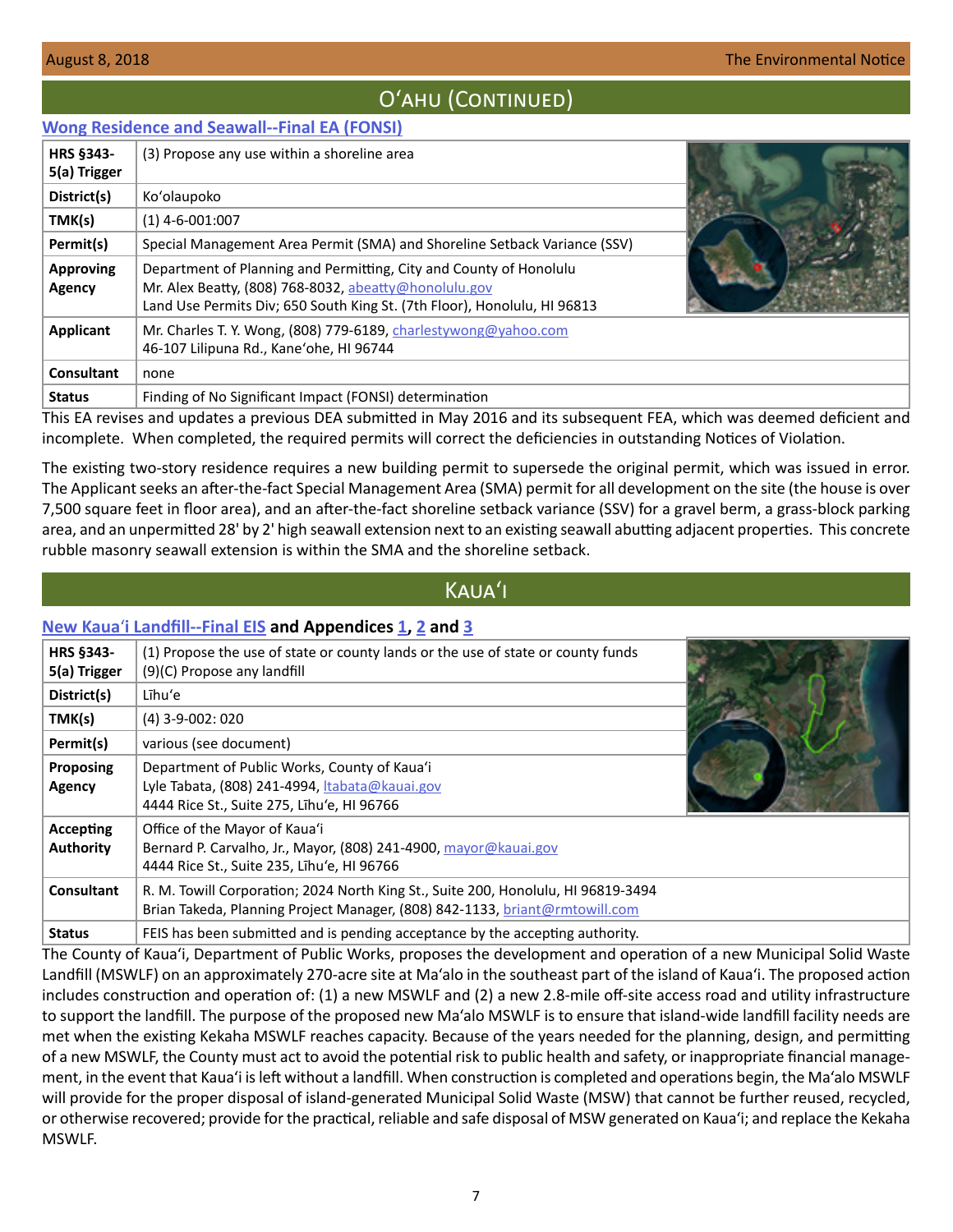# Oʻahu (Continued)

## Wong Residence and Seawall--Final EA (FONSI)

| | |
|---|---|
| **HRS §343-5(a) Trigger** | (3) Propose any use within a shoreline area |
| **District(s)** | Koʻolaupoko |
| **TMK(s)** | (1) 4-6-001:007 |
| **Permit(s)** | Special Management Area Permit (SMA) and Shoreline Setback Variance (SSV) |
| **Approving Agency** | Department of Planning and Permitting, City and County of Honolulu<br>Mr. Alex Beatty, (808) 768-8032, abeatty@honolulu.gov<br>Land Use Permits Div; 650 South King St. (7th Floor), Honolulu, HI 96813 |
| **Applicant** | Mr. Charles T. Y. Wong, (808) 779-6189, charlestywong@yahoo.com<br>46-107 Lilipuna Rd., Kaneʻohe, HI 96744 |
| **Consultant** | none |
| **Status** | Finding of No Significant Impact (FONSI) determination |

This EA revises and updates a previous DEA submitted in May 2016 and its subsequent FEA, which was deemed deficient and incomplete. When completed, the required permits will correct the deficiencies in outstanding Notices of Violation.

The existing two-story residence requires a new building permit to supersede the original permit, which was issued in error. The Applicant seeks an after-the-fact Special Management Area (SMA) permit for all development on the site (the house is over 7,500 square feet in floor area), and an after-the-fact shoreline setback variance (SSV) for a gravel berm, a grass-block parking area, and an unpermitted 28' by 2' high seawall extension next to an existing seawall abutting adjacent properties. This concrete rubble masonry seawall extension is within the SMA and the shoreline setback.

# Kauaʻi

## New Kauaʻi Landfill--Final EIS and Appendices 1, 2 and 3

| | |
|---|---|
| **HRS §343-5(a) Trigger** | (1) Propose the use of state or county lands or the use of state or county funds<br>(9)(C) Propose any landfill |
| **District(s)** | Līhuʻe |
| **TMK(s)** | (4) 3-9-002: 020 |
| **Permit(s)** | various (see document) |
| **Proposing Agency** | Department of Public Works, County of Kauaʻi<br>Lyle Tabata, (808) 241-4994, ltabata@kauai.gov<br>4444 Rice St., Suite 275, Līhuʻe, HI 96766 |
| **Accepting Authority** | Office of the Mayor of Kauaʻi<br>Bernard P. Carvalho, Jr., Mayor, (808) 241-4900, mayor@kauai.gov<br>4444 Rice St., Suite 235, Līhuʻe, HI 96766 |
| **Consultant** | R. M. Towill Corporation; 2024 North King St., Suite 200, Honolulu, HI 96819-3494<br>Brian Takeda, Planning Project Manager, (808) 842-1133, briant@rmtowill.com |
| **Status** | FEIS has been submitted and is pending acceptance by the accepting authority. |

The County of Kauaʻi, Department of Public Works, proposes the development and operation of a new Municipal Solid Waste Landfill (MSWLF) on an approximately 270-acre site at Maʻalo in the southeast part of the island of Kauaʻi. The proposed action includes construction and operation of: (1) a new MSWLF and (2) a new 2.8-mile off-site access road and utility infrastructure to support the landfill. The purpose of the proposed new Maʻalo MSWLF is to ensure that island-wide landfill facility needs are met when the existing Kekaha MSWLF reaches capacity. Because of the years needed for the planning, design, and permitting of a new MSWLF, the County must act to avoid the potential risk to public health and safety, or inappropriate financial management, in the event that Kauaʻi is left without a landfill. When construction is completed and operations begin, the Maʻalo MSWLF will provide for the proper disposal of island-generated Municipal Solid Waste (MSW) that cannot be further reused, recycled, or otherwise recovered; provide for the practical, reliable and safe disposal of MSW generated on Kauaʻi; and replace the Kekaha MSWLF.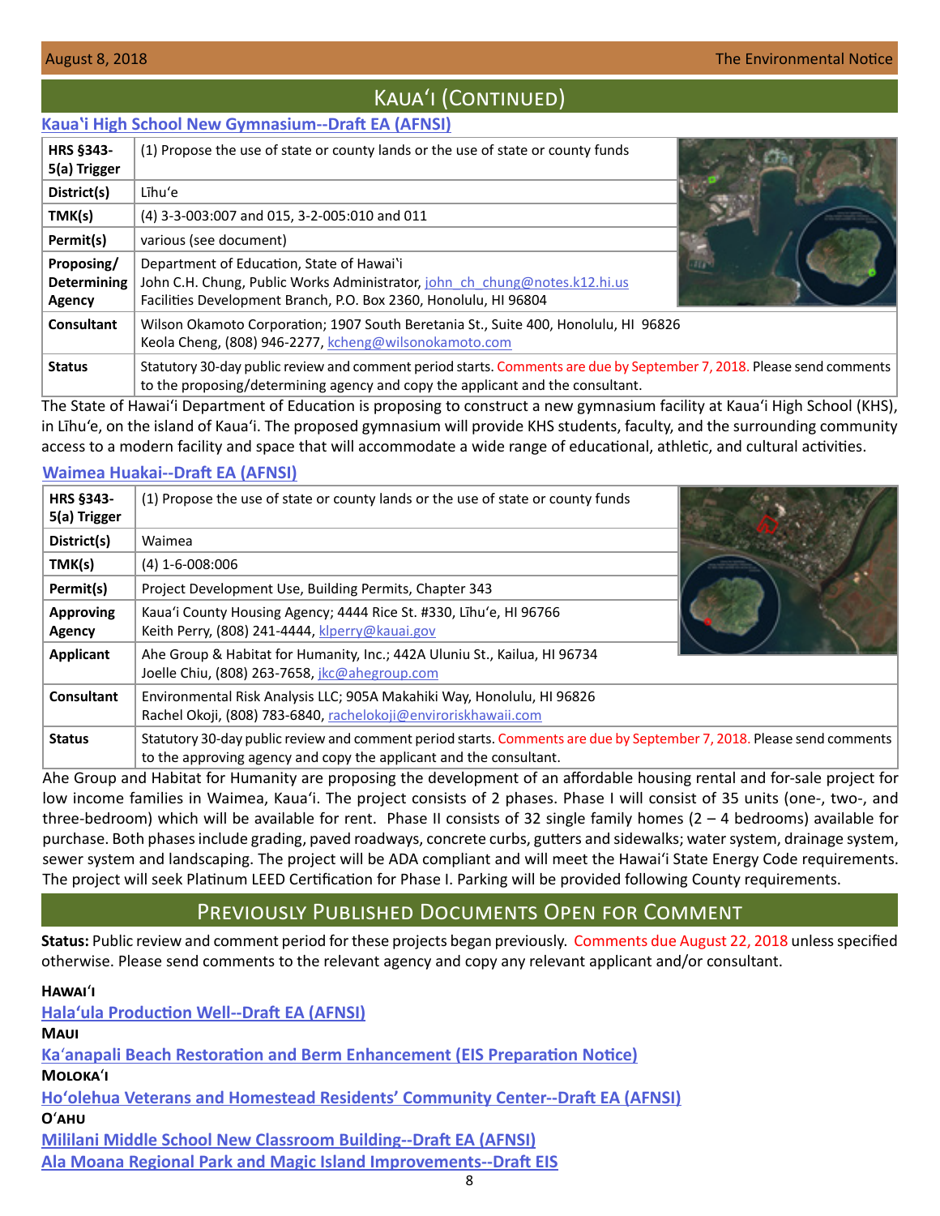# Kauaʻi (Continued)

## Kauaʻi High School New Gymnasium--Draft EA (AFNSI)

| | |
|---|---|
| HRS §343-5(a) Trigger | (1) Propose the use of state or county lands or the use of state or county funds |
| District(s) | Līhuʻe |
| TMK(s) | (4) 3-3-003:007 and 015, 3-2-005:010 and 011 |
| Permit(s) | various (see document) |
| Proposing/ Determining Agency | Department of Education, State of Hawaiʻi<br>John C.H. Chung, Public Works Administrator, john_ch_chung@notes.k12.hi.us<br>Facilities Development Branch, P.O. Box 2360, Honolulu, HI 96804 |
| Consultant | Wilson Okamoto Corporation; 1907 South Beretania St., Suite 400, Honolulu, HI 96826<br>Keola Cheng, (808) 946-2277, kcheng@wilsonokamoto.com |
| Status | Statutory 30-day public review and comment period starts. Comments are due by September 7, 2018. Please send comments to the proposing/determining agency and copy the applicant and the consultant. |

The State of Hawaiʻi Department of Education is proposing to construct a new gymnasium facility at Kauaʻi High School (KHS), in Līhuʻe, on the island of Kauaʻi. The proposed gymnasium will provide KHS students, faculty, and the surrounding community access to a modern facility and space that will accommodate a wide range of educational, athletic, and cultural activities.

## Waimea Huakai--Draft EA (AFNSI)

| | |
|---|---|
| HRS §343-5(a) Trigger | (1) Propose the use of state or county lands or the use of state or county funds |
| District(s) | Waimea |
| TMK(s) | (4) 1-6-008:006 |
| Permit(s) | Project Development Use, Building Permits, Chapter 343 |
| Approving Agency | Kauaʻi County Housing Agency; 4444 Rice St. #330, Līhuʻe, HI 96766<br>Keith Perry, (808) 241-4444, klperry@kauai.gov |
| Applicant | Ahe Group & Habitat for Humanity, Inc.; 442A Uluniu St., Kailua, HI 96734<br>Joelle Chiu, (808) 263-7658, jkc@ahegroup.com |
| Consultant | Environmental Risk Analysis LLC; 905A Makahiki Way, Honolulu, HI 96826<br>Rachel Okoji, (808) 783-6840, rachelokoji@enviroriskhawaii.com |
| Status | Statutory 30-day public review and comment period starts. Comments are due by September 7, 2018. Please send comments to the approving agency and copy the applicant and the consultant. |

Ahe Group and Habitat for Humanity are proposing the development of an affordable housing rental and for-sale project for low income families in Waimea, Kauaʻi. The project consists of 2 phases. Phase I will consist of 35 units (one-, two-, and three-bedroom) which will be available for rent. Phase II consists of 32 single family homes (2 – 4 bedrooms) available for purchase. Both phases include grading, paved roadways, concrete curbs, gutters and sidewalks; water system, drainage system, sewer system and landscaping. The project will be ADA compliant and will meet the Hawaiʻi State Energy Code requirements. The project will seek Platinum LEED Certification for Phase I. Parking will be provided following County requirements.

# Previously Published Documents Open for Comment

**Status:** Public review and comment period for these projects began previously. Comments due August 22, 2018 unless specified otherwise. Please send comments to the relevant agency and copy any relevant applicant and/or consultant.

**Hawaiʻi**

Halaʻula Production Well--Draft EA (AFNSI)

**Maui**

Kaʻanapali Beach Restoration and Berm Enhancement (EIS Preparation Notice)

**Molokaʻi**

Hoʻolehua Veterans and Homestead Residents' Community Center--Draft EA (AFNSI)

**Oʻahu**

Mililani Middle School New Classroom Building--Draft EA (AFNSI)

Ala Moana Regional Park and Magic Island Improvements--Draft EIS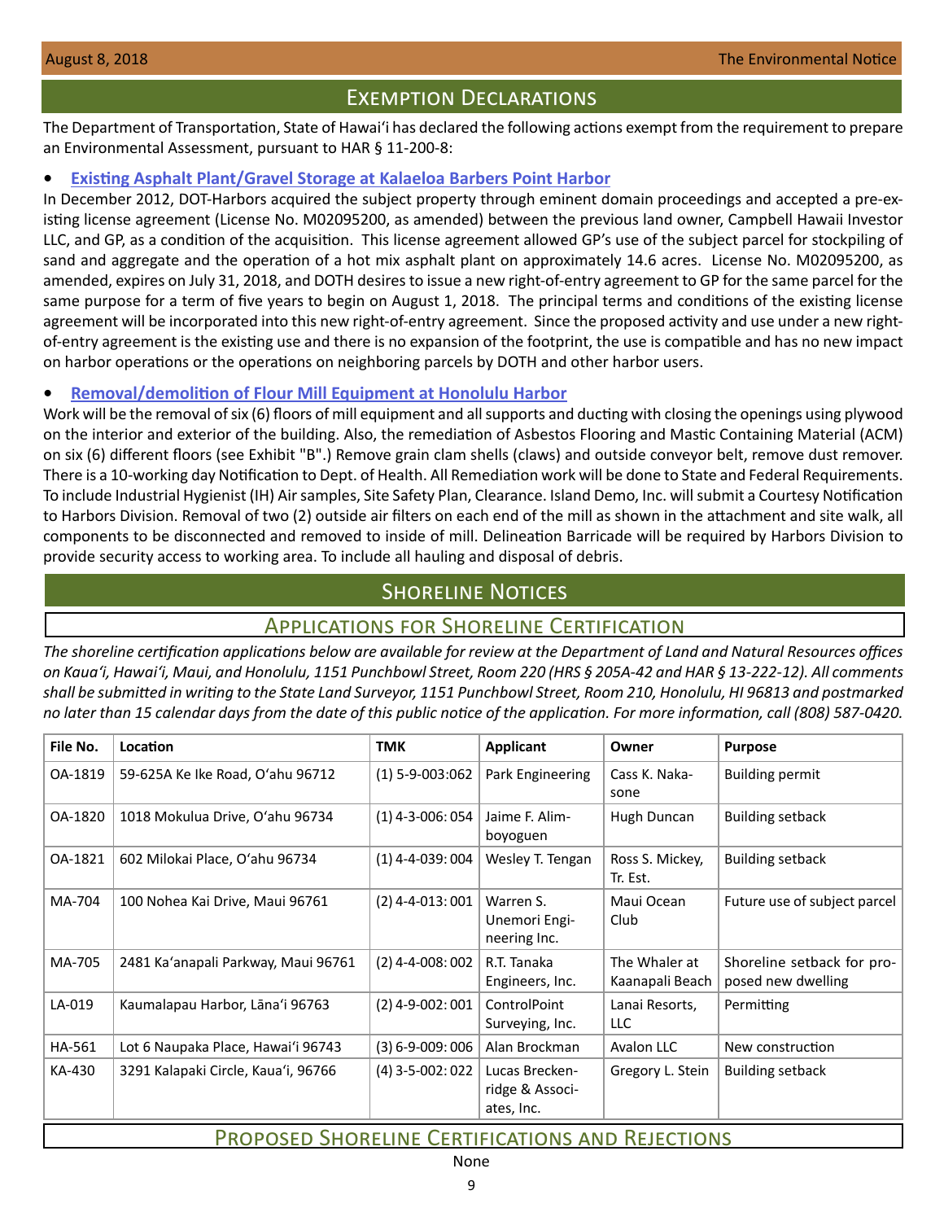# Exemption Declarations

The Department of Transportation, State of Hawai'i has declared the following actions exempt from the requirement to prepare an Environmental Assessment, pursuant to HAR § 11-200-8:

- **Existing Asphalt Plant/Gravel Storage at Kalaeloa Barbers Point Harbor**

In December 2012, DOT-Harbors acquired the subject property through eminent domain proceedings and accepted a pre-existing license agreement (License No. M02095200, as amended) between the previous land owner, Campbell Hawaii Investor LLC, and GP, as a condition of the acquisition. This license agreement allowed GP's use of the subject parcel for stockpiling of sand and aggregate and the operation of a hot mix asphalt plant on approximately 14.6 acres. License No. M02095200, as amended, expires on July 31, 2018, and DOTH desires to issue a new right-of-entry agreement to GP for the same parcel for the same purpose for a term of five years to begin on August 1, 2018. The principal terms and conditions of the existing license agreement will be incorporated into this new right-of-entry agreement. Since the proposed activity and use under a new right-of-entry agreement is the existing use and there is no expansion of the footprint, the use is compatible and has no new impact on harbor operations or the operations on neighboring parcels by DOTH and other harbor users.

- **Removal/demolition of Flour Mill Equipment at Honolulu Harbor**

Work will be the removal of six (6) floors of mill equipment and all supports and ducting with closing the openings using plywood on the interior and exterior of the building. Also, the remediation of Asbestos Flooring and Mastic Containing Material (ACM) on six (6) different floors (see Exhibit "B".) Remove grain clam shells (claws) and outside conveyor belt, remove dust remover. There is a 10-working day Notification to Dept. of Health. All Remediation work will be done to State and Federal Requirements. To include Industrial Hygienist (IH) Air samples, Site Safety Plan, Clearance. Island Demo, Inc. will submit a Courtesy Notification to Harbors Division. Removal of two (2) outside air filters on each end of the mill as shown in the attachment and site walk, all components to be disconnected and removed to inside of mill. Delineation Barricade will be required by Harbors Division to provide security access to working area. To include all hauling and disposal of debris.

# Shoreline Notices

## Applications for Shoreline Certification

*The shoreline certification applications below are available for review at the Department of Land and Natural Resources offices on Kaua'i, Hawai'i, Maui, and Honolulu, 1151 Punchbowl Street, Room 220 (HRS § 205A-42 and HAR § 13-222-12). All comments shall be submitted in writing to the State Land Surveyor, 1151 Punchbowl Street, Room 210, Honolulu, HI 96813 and postmarked no later than 15 calendar days from the date of this public notice of the application. For more information, call (808) 587-0420.*

| File No. | Location | TMK | Applicant | Owner | Purpose |
|---|---|---|---|---|---|
| OA-1819 | 59-625A Ke Ike Road, O'ahu 96712 | (1) 5-9-003:062 | Park Engineering | Cass K. Nakasone | Building permit |
| OA-1820 | 1018 Mokulua Drive, O'ahu 96734 | (1) 4-3-006: 054 | Jaime F. Alimboyoguen | Hugh Duncan | Building setback |
| OA-1821 | 602 Milokai Place, O'ahu 96734 | (1) 4-4-039: 004 | Wesley T. Tengan | Ross S. Mickey, Tr. Est. | Building setback |
| MA-704 | 100 Nohea Kai Drive, Maui 96761 | (2) 4-4-013: 001 | Warren S. Unemori Engineering Inc. | Maui Ocean Club | Future use of subject parcel |
| MA-705 | 2481 Ka'anapali Parkway, Maui 96761 | (2) 4-4-008: 002 | R.T. Tanaka Engineers, Inc. | The Whaler at Kaanapali Beach | Shoreline setback for proposed new dwelling |
| LA-019 | Kaumalapau Harbor, Lāna'i 96763 | (2) 4-9-002: 001 | ControlPoint Surveying, Inc. | Lanai Resorts, LLC | Permitting |
| HA-561 | Lot 6 Naupaka Place, Hawai'i 96743 | (3) 6-9-009: 006 | Alan Brockman | Avalon LLC | New construction |
| KA-430 | 3291 Kalapaki Circle, Kaua'i, 96766 | (4) 3-5-002: 022 | Lucas Breckenridge & Associates, Inc. | Gregory L. Stein | Building setback |

## Proposed Shoreline Certifications and Rejections

None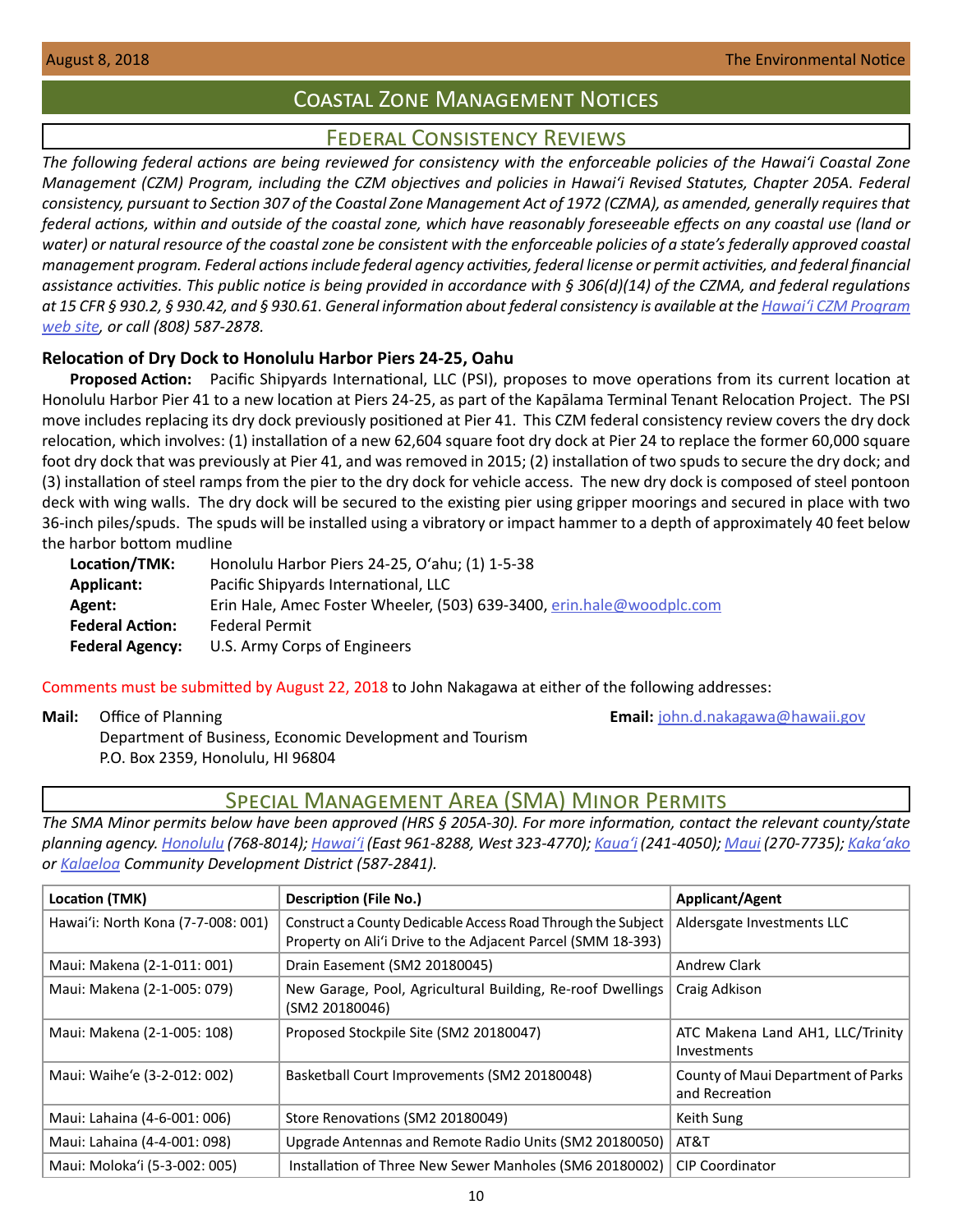# Coastal Zone Management Notices

## Federal Consistency Reviews

*The following federal actions are being reviewed for consistency with the enforceable policies of the Hawaiʻi Coastal Zone Management (CZM) Program, including the CZM objectives and policies in Hawaiʻi Revised Statutes, Chapter 205A. Federal consistency, pursuant to Section 307 of the Coastal Zone Management Act of 1972 (CZMA), as amended, generally requires that federal actions, within and outside of the coastal zone, which have reasonably foreseeable effects on any coastal use (land or water) or natural resource of the coastal zone be consistent with the enforceable policies of a state's federally approved coastal management program. Federal actions include federal agency activities, federal license or permit activities, and federal financial assistance activities. This public notice is being provided in accordance with § 306(d)(14) of the CZMA, and federal regulations at 15 CFR § 930.2, § 930.42, and § 930.61. General information about federal consistency is available at the Hawaiʻi CZM Program web site, or call (808) 587-2878.*

### Relocation of Dry Dock to Honolulu Harbor Piers 24-25, Oahu

**Proposed Action:** Pacific Shipyards International, LLC (PSI), proposes to move operations from its current location at Honolulu Harbor Pier 41 to a new location at Piers 24-25, as part of the Kapālama Terminal Tenant Relocation Project. The PSI move includes replacing its dry dock previously positioned at Pier 41. This CZM federal consistency review covers the dry dock relocation, which involves: (1) installation of a new 62,604 square foot dry dock at Pier 24 to replace the former 60,000 square foot dry dock that was previously at Pier 41, and was removed in 2015; (2) installation of two spuds to secure the dry dock; and (3) installation of steel ramps from the pier to the dry dock for vehicle access. The new dry dock is composed of steel pontoon deck with wing walls. The dry dock will be secured to the existing pier using gripper moorings and secured in place with two 36-inch piles/spuds. The spuds will be installed using a vibratory or impact hammer to a depth of approximately 40 feet below the harbor bottom mudline

**Location/TMK:** Honolulu Harbor Piers 24-25, Oʻahu; (1) 1-5-38
**Applicant:** Pacific Shipyards International, LLC
**Agent:** Erin Hale, Amec Foster Wheeler, (503) 639-3400, erin.hale@woodplc.com
**Federal Action:** Federal Permit
**Federal Agency:** U.S. Army Corps of Engineers

Comments must be submitted by August 22, 2018 to John Nakagawa at either of the following addresses:

**Mail:** Office of Planning
Department of Business, Economic Development and Tourism
P.O. Box 2359, Honolulu, HI 96804

**Email:** john.d.nakagawa@hawaii.gov

## Special Management Area (SMA) Minor Permits

*The SMA Minor permits below have been approved (HRS § 205A-30). For more information, contact the relevant county/state planning agency. Honolulu (768-8014); Hawaiʻi (East 961-8288, West 323-4770); Kauaʻi (241-4050); Maui (270-7735); Kakaʻako or Kalaeloa Community Development District (587-2841).*

| Location (TMK) | Description (File No.) | Applicant/Agent |
|---|---|---|
| Hawaiʻi: North Kona (7-7-008: 001) | Construct a County Dedicable Access Road Through the Subject Property on Aliʻi Drive to the Adjacent Parcel (SMM 18-393) | Aldersgate Investments LLC |
| Maui: Makena (2-1-011: 001) | Drain Easement (SM2 20180045) | Andrew Clark |
| Maui: Makena (2-1-005: 079) | New Garage, Pool, Agricultural Building, Re-roof Dwellings (SM2 20180046) | Craig Adkison |
| Maui: Makena (2-1-005: 108) | Proposed Stockpile Site (SM2 20180047) | ATC Makena Land AH1, LLC/Trinity Investments |
| Maui: Waiheʻe (3-2-012: 002) | Basketball Court Improvements (SM2 20180048) | County of Maui Department of Parks and Recreation |
| Maui: Lahaina (4-6-001: 006) | Store Renovations (SM2 20180049) | Keith Sung |
| Maui: Lahaina (4-4-001: 098) | Upgrade Antennas and Remote Radio Units (SM2 20180050) | AT&T |
| Maui: Molokaʻi (5-3-002: 005) | Installation of Three New Sewer Manholes (SM6 20180002) | CIP Coordinator |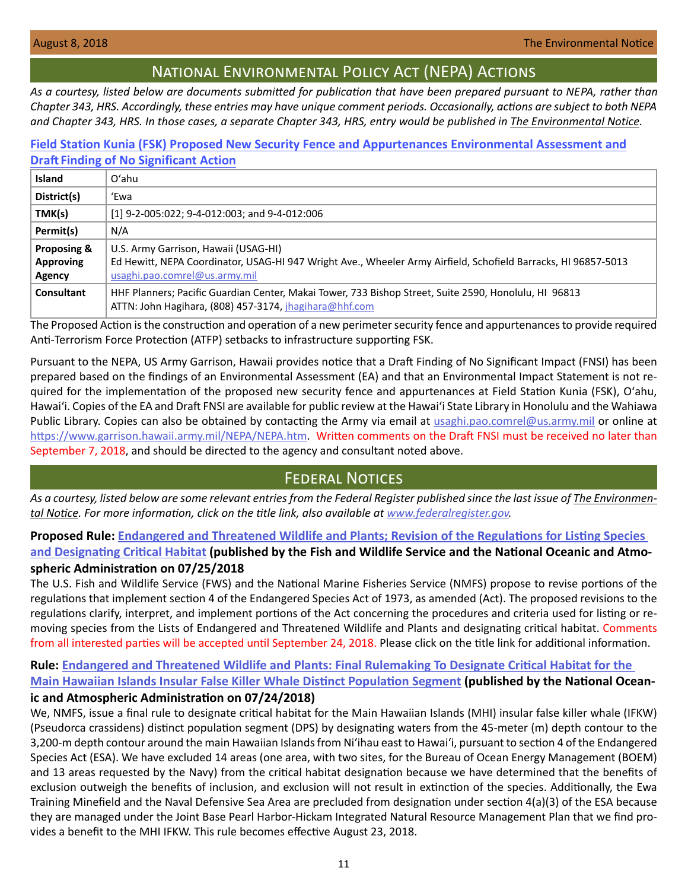## National Environmental Policy Act (NEPA) Actions

*As a courtesy, listed below are documents submitted for publication that have been prepared pursuant to NEPA, rather than Chapter 343, HRS. Accordingly, these entries may have unique comment periods. Occasionally, actions are subject to both NEPA and Chapter 343, HRS. In those cases, a separate Chapter 343, HRS, entry would be published in The Environmental Notice.*

### Field Station Kunia (FSK) Proposed New Security Fence and Appurtenances Environmental Assessment and Draft Finding of No Significant Action

| | |
|---|---|
| **Island** | Oʻahu |
| **District(s)** | ʻEwa |
| **TMK(s)** | [1] 9-2-005:022; 9-4-012:003; and 9-4-012:006 |
| **Permit(s)** | N/A |
| **Proposing & Approving Agency** | U.S. Army Garrison, Hawaii (USAG-HI) Ed Hewitt, NEPA Coordinator, USAG-HI 947 Wright Ave., Wheeler Army Airfield, Schofield Barracks, HI 96857-5013 usaghi.pao.comrel@us.army.mil |
| **Consultant** | HHF Planners; Pacific Guardian Center, Makai Tower, 733 Bishop Street, Suite 2590, Honolulu, HI 96813 ATTN: John Hagihara, (808) 457-3174, jhagihara@hhf.com |

The Proposed Action is the construction and operation of a new perimeter security fence and appurtenances to provide required Anti-Terrorism Force Protection (ATFP) setbacks to infrastructure supporting FSK.

Pursuant to the NEPA, US Army Garrison, Hawaii provides notice that a Draft Finding of No Significant Impact (FNSI) has been prepared based on the findings of an Environmental Assessment (EA) and that an Environmental Impact Statement is not required for the implementation of the proposed new security fence and appurtenances at Field Station Kunia (FSK), Oʻahu, Hawaiʻi. Copies of the EA and Draft FNSI are available for public review at the Hawaiʻi State Library in Honolulu and the Wahiawa Public Library. Copies can also be obtained by contacting the Army via email at usaghi.pao.comrel@us.army.mil or online at https://www.garrison.hawaii.army.mil/NEPA/NEPA.htm. Written comments on the Draft FNSI must be received no later than September 7, 2018, and should be directed to the agency and consultant noted above.

## Federal Notices

*As a courtesy, listed below are some relevant entries from the Federal Register published since the last issue of The Environmental Notice. For more information, click on the title link, also available at www.federalregister.gov.*

**Proposed Rule: Endangered and Threatened Wildlife and Plants; Revision of the Regulations for Listing Species and Designating Critical Habitat (published by the Fish and Wildlife Service and the National Oceanic and Atmospheric Administration on 07/25/2018**

The U.S. Fish and Wildlife Service (FWS) and the National Marine Fisheries Service (NMFS) propose to revise portions of the regulations that implement section 4 of the Endangered Species Act of 1973, as amended (Act). The proposed revisions to the regulations clarify, interpret, and implement portions of the Act concerning the procedures and criteria used for listing or removing species from the Lists of Endangered and Threatened Wildlife and Plants and designating critical habitat. Comments from all interested parties will be accepted until September 24, 2018. Please click on the title link for additional information.

**Rule: Endangered and Threatened Wildlife and Plants: Final Rulemaking To Designate Critical Habitat for the Main Hawaiian Islands Insular False Killer Whale Distinct Population Segment (published by the National Oceanic and Atmospheric Administration on 07/24/2018)**

We, NMFS, issue a final rule to designate critical habitat for the Main Hawaiian Islands (MHI) insular false killer whale (IFKW) (Pseudorca crassidens) distinct population segment (DPS) by designating waters from the 45-meter (m) depth contour to the 3,200-m depth contour around the main Hawaiian Islands from Niʻihau east to Hawaiʻi, pursuant to section 4 of the Endangered Species Act (ESA). We have excluded 14 areas (one area, with two sites, for the Bureau of Ocean Energy Management (BOEM) and 13 areas requested by the Navy) from the critical habitat designation because we have determined that the benefits of exclusion outweigh the benefits of inclusion, and exclusion will not result in extinction of the species. Additionally, the Ewa Training Minefield and the Naval Defensive Sea Area are precluded from designation under section 4(a)(3) of the ESA because they are managed under the Joint Base Pearl Harbor-Hickam Integrated Natural Resource Management Plan that we find provides a benefit to the MHI IFKW. This rule becomes effective August 23, 2018.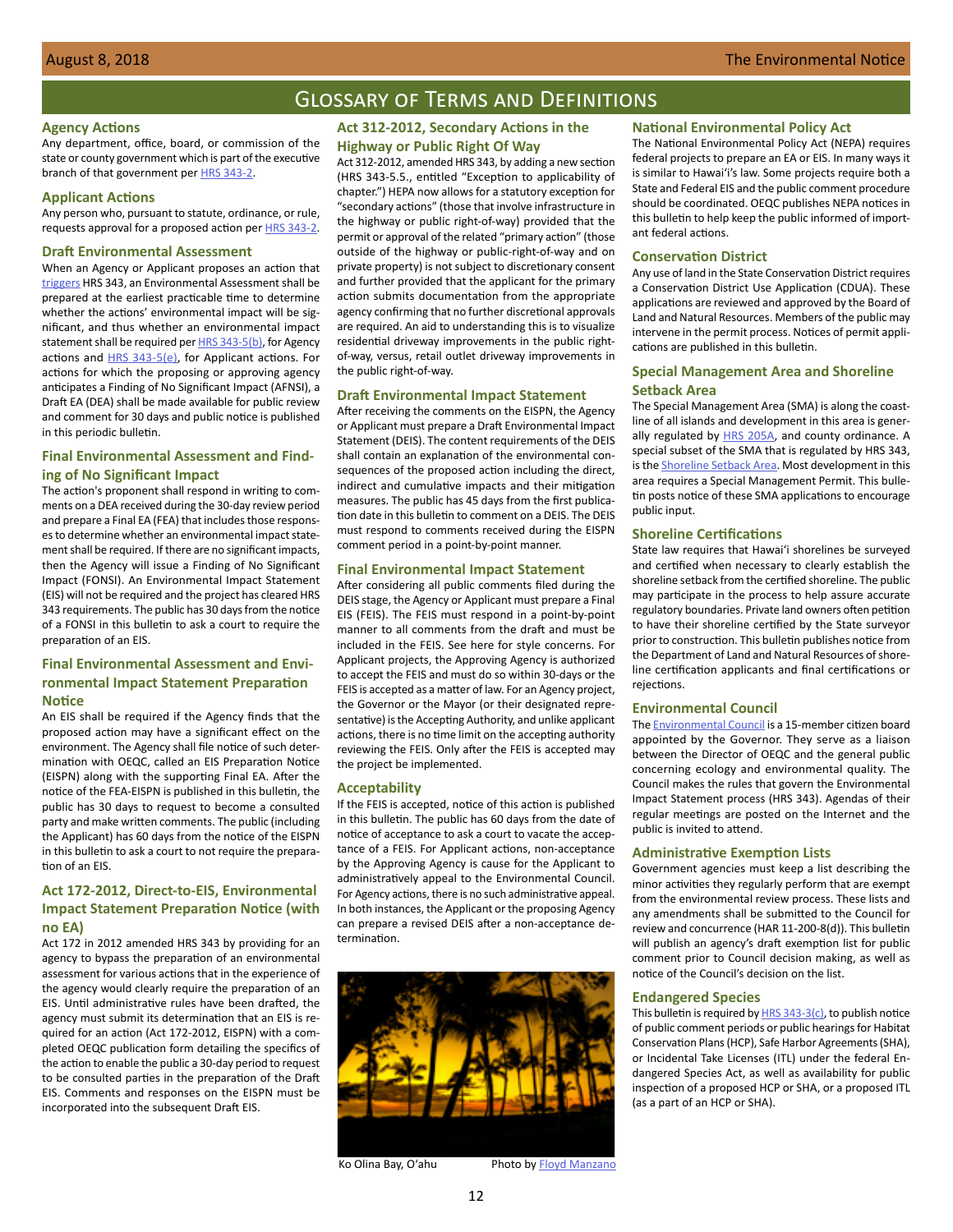# Glossary of Terms and Definitions

### Agency Actions

Any department, office, board, or commission of the state or county government which is part of the executive branch of that government per HRS 343-2.

### Applicant Actions

Any person who, pursuant to statute, ordinance, or rule, requests approval for a proposed action per HRS 343-2.

### Draft Environmental Assessment

When an Agency or Applicant proposes an action that triggers HRS 343, an Environmental Assessment shall be prepared at the earliest practicable time to determine whether the actions' environmental impact will be significant, and thus whether an environmental impact statement shall be required per HRS 343-5(b), for Agency actions and HRS 343-5(e), for Applicant actions. For actions for which the proposing or approving agency anticipates a Finding of No Significant Impact (AFNSI), a Draft EA (DEA) shall be made available for public review and comment for 30 days and public notice is published in this periodic bulletin.

### Final Environmental Assessment and Finding of No Significant Impact

The action's proponent shall respond in writing to comments on a DEA received during the 30-day review period and prepare a Final EA (FEA) that includes those responses to determine whether an environmental impact statement shall be required. If there are no significant impacts, then the Agency will issue a Finding of No Significant Impact (FONSI). An Environmental Impact Statement (EIS) will not be required and the project has cleared HRS 343 requirements. The public has 30 days from the notice of a FONSI in this bulletin to ask a court to require the preparation of an EIS.

### Final Environmental Assessment and Environmental Impact Statement Preparation Notice

An EIS shall be required if the Agency finds that the proposed action may have a significant effect on the environment. The Agency shall file notice of such determination with OEQC, called an EIS Preparation Notice (EISPN) along with the supporting Final EA. After the notice of the FEA-EISPN is published in this bulletin, the public has 30 days to request to become a consulted party and make written comments. The public (including the Applicant) has 60 days from the notice of the EISPN in this bulletin to ask a court to not require the preparation of an EIS.

### Act 172-2012, Direct-to-EIS, Environmental Impact Statement Preparation Notice (with no EA)

Act 172 in 2012 amended HRS 343 by providing for an agency to bypass the preparation of an environmental assessment for various actions that in the experience of the agency would clearly require the preparation of an EIS. Until administrative rules have been drafted, the agency must submit its determination that an EIS is required for an action (Act 172-2012, EISPN) with a completed OEQC publication form detailing the specifics of the action to enable the public a 30-day period to request to be consulted parties in the preparation of the Draft EIS. Comments and responses on the EISPN must be incorporated into the subsequent Draft EIS.

### Act 312-2012, Secondary Actions in the Highway or Public Right Of Way

Act 312-2012, amended HRS 343, by adding a new section (HRS 343-5.5., entitled "Exception to applicability of chapter.") HEPA now allows for a statutory exception for "secondary actions" (those that involve infrastructure in the highway or public right-of-way) provided that the permit or approval of the related "primary action" (those outside of the highway or public-right-of-way and on private property) is not subject to discretionary consent and further provided that the applicant for the primary action submits documentation from the appropriate agency confirming that no further discretional approvals are required. An aid to understanding this is to visualize residential driveway improvements in the public right-of-way, versus, retail outlet driveway improvements in the public right-of-way.

### Draft Environmental Impact Statement

After receiving the comments on the EISPN, the Agency or Applicant must prepare a Draft Environmental Impact Statement (DEIS). The content requirements of the DEIS shall contain an explanation of the environmental consequences of the proposed action including the direct, indirect and cumulative impacts and their mitigation measures. The public has 45 days from the first publication date in this bulletin to comment on a DEIS. The DEIS must respond to comments received during the EISPN comment period in a point-by-point manner.

### Final Environmental Impact Statement

After considering all public comments filed during the DEIS stage, the Agency or Applicant must prepare a Final EIS (FEIS). The FEIS must respond in a point-by-point manner to all comments from the draft and must be included in the FEIS. See here for style concerns. For Applicant projects, the Approving Agency is authorized to accept the FEIS and must do so within 30-days or the FEIS is accepted as a matter of law. For an Agency project, the Governor or the Mayor (or their designated representative) is the Accepting Authority, and unlike applicant actions, there is no time limit on the accepting authority reviewing the FEIS. Only after the FEIS is accepted may the project be implemented.

### Acceptability

If the FEIS is accepted, notice of this action is published in this bulletin. The public has 60 days from the date of notice of acceptance to ask a court to vacate the acceptance of a FEIS. For Applicant actions, non-acceptance by the Approving Agency is cause for the Applicant to administratively appeal to the Environmental Council. For Agency actions, there is no such administrative appeal. In both instances, the Applicant or the proposing Agency can prepare a revised DEIS after a non-acceptance determination.

Ko Olina Bay, O'ahu Photo by Floyd Manzano

### National Environmental Policy Act

The National Environmental Policy Act (NEPA) requires federal projects to prepare an EA or EIS. In many ways it is similar to Hawai'i's law. Some projects require both a State and Federal EIS and the public comment procedure should be coordinated. OEQC publishes NEPA notices in this bulletin to help keep the public informed of important federal actions.

### Conservation District

Any use of land in the State Conservation District requires a Conservation District Use Application (CDUA). These applications are reviewed and approved by the Board of Land and Natural Resources. Members of the public may intervene in the permit process. Notices of permit applications are published in this bulletin.

### Special Management Area and Shoreline Setback Area

The Special Management Area (SMA) is along the coastline of all islands and development in this area is generally regulated by HRS 205A, and county ordinance. A special subset of the SMA that is regulated by HRS 343, is the Shoreline Setback Area. Most development in this area requires a Special Management Permit. This bulletin posts notice of these SMA applications to encourage public input.

### Shoreline Certifications

State law requires that Hawai'i shorelines be surveyed and certified when necessary to clearly establish the shoreline setback from the certified shoreline. The public may participate in the process to help assure accurate regulatory boundaries. Private land owners often petition to have their shoreline certified by the State surveyor prior to construction. This bulletin publishes notice from the Department of Land and Natural Resources of shoreline certification applicants and final certifications or rejections.

### Environmental Council

The Environmental Council is a 15-member citizen board appointed by the Governor. They serve as a liaison between the Director of OEQC and the general public concerning ecology and environmental quality. The Council makes the rules that govern the Environmental Impact Statement process (HRS 343). Agendas of their regular meetings are posted on the Internet and the public is invited to attend.

### Administrative Exemption Lists

Government agencies must keep a list describing the minor activities they regularly perform that are exempt from the environmental review process. These lists and any amendments shall be submitted to the Council for review and concurrence (HAR 11-200-8(d)). This bulletin will publish an agency's draft exemption list for public comment prior to Council decision making, as well as notice of the Council's decision on the list.

### Endangered Species

This bulletin is required by HRS 343-3(c), to publish notice of public comment periods or public hearings for Habitat Conservation Plans (HCP), Safe Harbor Agreements (SHA), or Incidental Take Licenses (ITL) under the federal Endangered Species Act, as well as availability for public inspection of a proposed HCP or SHA, or a proposed ITL (as a part of an HCP or SHA).